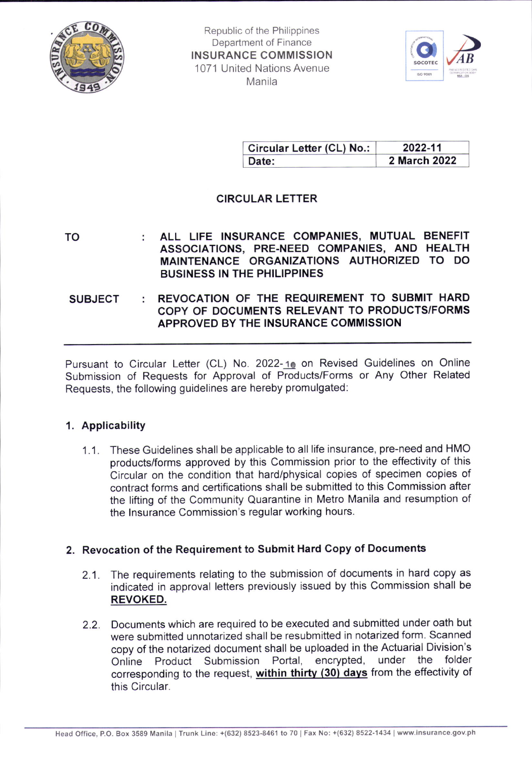Republic of the Philippines
Department of Finance
**INSURANCE COMMISSION**
1071 United Nations Avenue
Manila

| Circular Letter (CL) No.: | 2022-11 |
|---|---|
| Date: | 2 March 2022 |

## CIRCULAR LETTER

**TO** : **ALL LIFE INSURANCE COMPANIES, MUTUAL BENEFIT ASSOCIATIONS, PRE-NEED COMPANIES, AND HEALTH MAINTENANCE ORGANIZATIONS AUTHORIZED TO DO BUSINESS IN THE PHILIPPINES**

**SUBJECT** : **REVOCATION OF THE REQUIREMENT TO SUBMIT HARD COPY OF DOCUMENTS RELEVANT TO PRODUCTS/FORMS APPROVED BY THE INSURANCE COMMISSION**

---

Pursuant to Circular Letter (CL) No. 2022-10 on Revised Guidelines on Online Submission of Requests for Approval of Products/Forms or Any Other Related Requests, the following guidelines are hereby promulgated:

### 1. Applicability

1.1. These Guidelines shall be applicable to all life insurance, pre-need and HMO products/forms approved by this Commission prior to the effectivity of this Circular on the condition that hard/physical copies of specimen copies of contract forms and certifications shall be submitted to this Commission after the lifting of the Community Quarantine in Metro Manila and resumption of the Insurance Commission's regular working hours.

### 2. Revocation of the Requirement to Submit Hard Copy of Documents

2.1. The requirements relating to the submission of documents in hard copy as indicated in approval letters previously issued by this Commission shall be **REVOKED.**

2.2. Documents which are required to be executed and submitted under oath but were submitted unnotarized shall be resubmitted in notarized form. Scanned copy of the notarized document shall be uploaded in the Actuarial Division's Online Product Submission Portal, encrypted, under the folder corresponding to the request, **within thirty (30) days** from the effectivity of this Circular.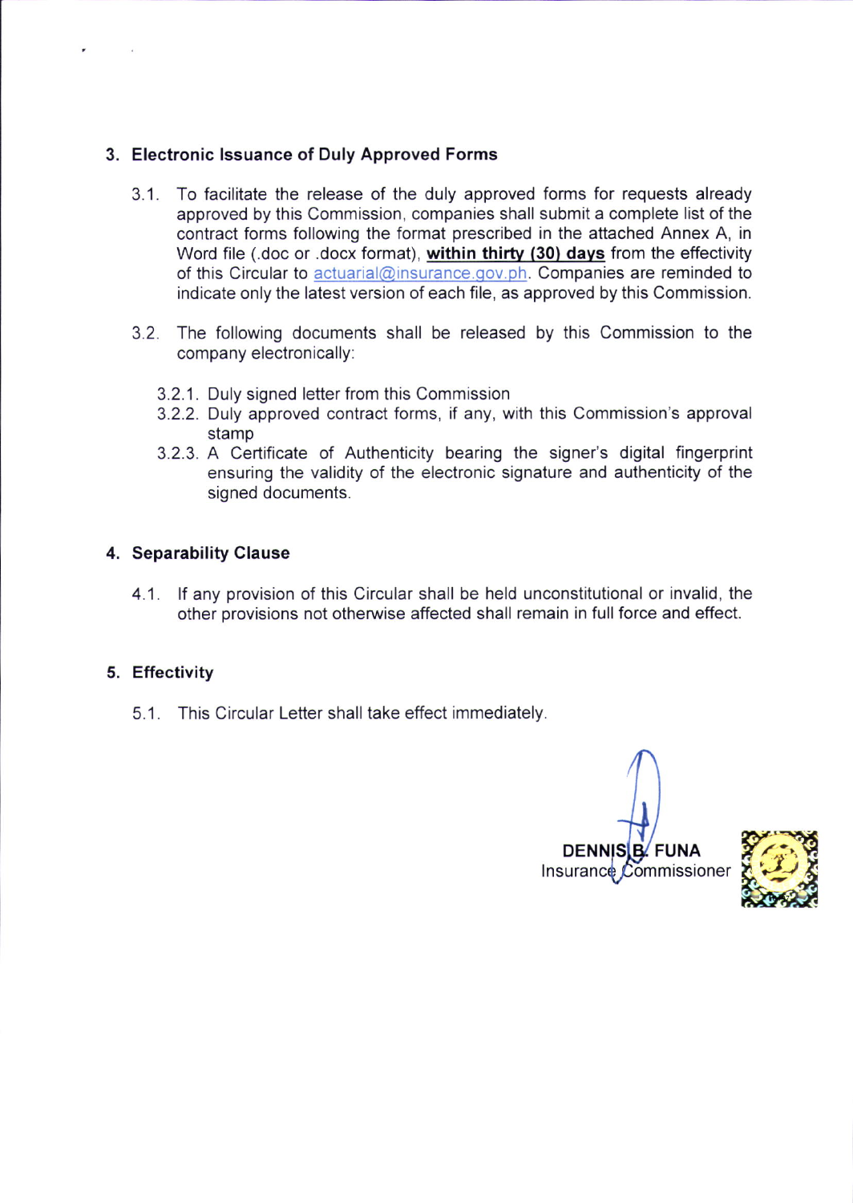## 3. Electronic Issuance of Duly Approved Forms

3.1. To facilitate the release of the duly approved forms for requests already approved by this Commission, companies shall submit a complete list of the contract forms following the format prescribed in the attached Annex A, in Word file (.doc or .docx format), **within thirty (30) days** from the effectivity of this Circular to actuarial@insurance.gov.ph. Companies are reminded to indicate only the latest version of each file, as approved by this Commission.

3.2. The following documents shall be released by this Commission to the company electronically:

3.2.1. Duly signed letter from this Commission

3.2.2. Duly approved contract forms, if any, with this Commission's approval stamp

3.2.3. A Certificate of Authenticity bearing the signer's digital fingerprint ensuring the validity of the electronic signature and authenticity of the signed documents.

## 4. Separability Clause

4.1. If any provision of this Circular shall be held unconstitutional or invalid, the other provisions not otherwise affected shall remain in full force and effect.

## 5. Effectivity

5.1. This Circular Letter shall take effect immediately.

**DENNIS B. FUNA**
Insurance Commissioner